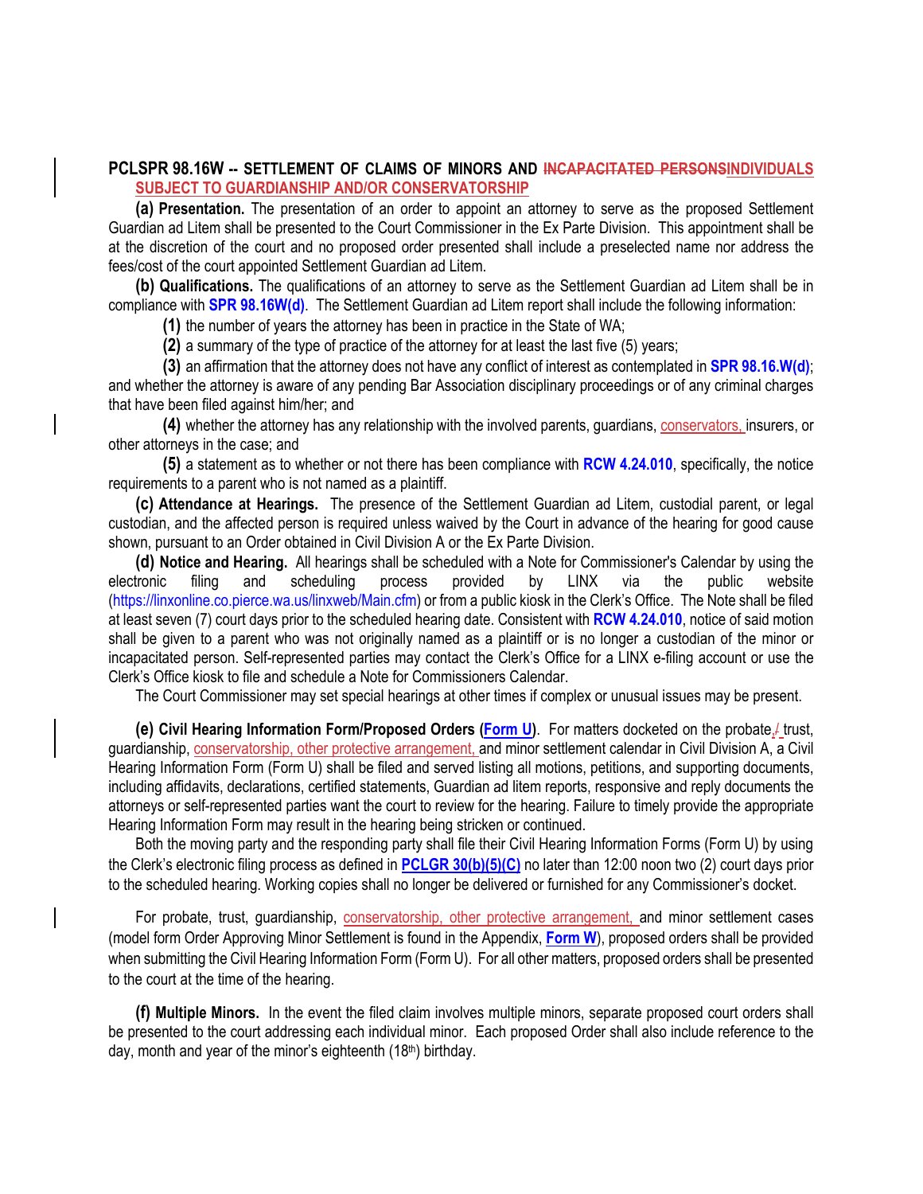## PCLSPR 98.16W -- SETTLEMENT OF CLAIMS OF MINORS AND ~~INCAPACITATED PERSONS~~INDIVIDUALS SUBJECT TO GUARDIANSHIP AND/OR CONSERVATORSHIP

**(a) Presentation.** The presentation of an order to appoint an attorney to serve as the proposed Settlement Guardian ad Litem shall be presented to the Court Commissioner in the Ex Parte Division. This appointment shall be at the discretion of the court and no proposed order presented shall include a preselected name nor address the fees/cost of the court appointed Settlement Guardian ad Litem.

**(b) Qualifications.** The qualifications of an attorney to serve as the Settlement Guardian ad Litem shall be in compliance with **SPR 98.16W(d)**. The Settlement Guardian ad Litem report shall include the following information:

**(1)** the number of years the attorney has been in practice in the State of WA;

**(2)** a summary of the type of practice of the attorney for at least the last five (5) years;

**(3)** an affirmation that the attorney does not have any conflict of interest as contemplated in **SPR 98.16.W(d)**; and whether the attorney is aware of any pending Bar Association disciplinary proceedings or of any criminal charges that have been filed against him/her; and

**(4)** whether the attorney has any relationship with the involved parents, guardians, conservators, insurers, or other attorneys in the case; and

**(5)** a statement as to whether or not there has been compliance with **RCW 4.24.010**, specifically, the notice requirements to a parent who is not named as a plaintiff.

**(c) Attendance at Hearings.** The presence of the Settlement Guardian ad Litem, custodial parent, or legal custodian, and the affected person is required unless waived by the Court in advance of the hearing for good cause shown, pursuant to an Order obtained in Civil Division A or the Ex Parte Division.

**(d) Notice and Hearing.** All hearings shall be scheduled with a Note for Commissioner's Calendar by using the electronic filing and scheduling process provided by LINX via the public website (https://linxonline.co.pierce.wa.us/linxweb/Main.cfm) or from a public kiosk in the Clerk's Office. The Note shall be filed at least seven (7) court days prior to the scheduled hearing date. Consistent with **RCW 4.24.010**, notice of said motion shall be given to a parent who was not originally named as a plaintiff or is no longer a custodian of the minor or incapacitated person. Self-represented parties may contact the Clerk's Office for a LINX e-filing account or use the Clerk's Office kiosk to file and schedule a Note for Commissioners Calendar.

The Court Commissioner may set special hearings at other times if complex or unusual issues may be present.

**(e) Civil Hearing Information Form/Proposed Orders (Form U).** For matters docketed on the probate,~~/~~ trust, guardianship, conservatorship, other protective arrangement, and minor settlement calendar in Civil Division A, a Civil Hearing Information Form (Form U) shall be filed and served listing all motions, petitions, and supporting documents, including affidavits, declarations, certified statements, Guardian ad litem reports, responsive and reply documents the attorneys or self-represented parties want the court to review for the hearing. Failure to timely provide the appropriate Hearing Information Form may result in the hearing being stricken or continued.

Both the moving party and the responding party shall file their Civil Hearing Information Forms (Form U) by using the Clerk's electronic filing process as defined in **PCLGR 30(b)(5)(C)** no later than 12:00 noon two (2) court days prior to the scheduled hearing. Working copies shall no longer be delivered or furnished for any Commissioner's docket.

For probate, trust, guardianship, conservatorship, other protective arrangement, and minor settlement cases (model form Order Approving Minor Settlement is found in the Appendix, **Form W**), proposed orders shall be provided when submitting the Civil Hearing Information Form (Form U). For all other matters, proposed orders shall be presented to the court at the time of the hearing.

**(f) Multiple Minors.** In the event the filed claim involves multiple minors, separate proposed court orders shall be presented to the court addressing each individual minor. Each proposed Order shall also include reference to the day, month and year of the minor's eighteenth (18th) birthday.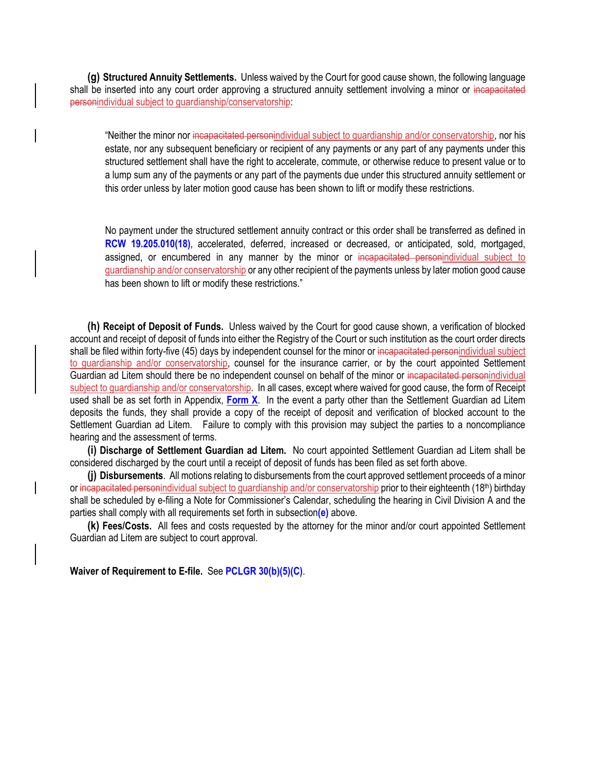**(g) Structured Annuity Settlements.** Unless waived by the Court for good cause shown, the following language shall be inserted into any court order approving a structured annuity settlement involving a minor or ~~incapacitated person~~individual subject to guardianship/conservatorship:

> "Neither the minor nor ~~incapacitated person~~individual subject to guardianship and/or conservatorship, nor his estate, nor any subsequent beneficiary or recipient of any payments or any part of any payments under this structured settlement shall have the right to accelerate, commute, or otherwise reduce to present value or to a lump sum any of the payments or any part of the payments due under this structured annuity settlement or this order unless by later motion good cause has been shown to lift or modify these restrictions.
>
> No payment under the structured settlement annuity contract or this order shall be transferred as defined in **RCW 19.205.010(18)**, accelerated, deferred, increased or decreased, or anticipated, sold, mortgaged, assigned, or encumbered in any manner by the minor or ~~incapacitated person~~individual subject to guardianship and/or conservatorship or any other recipient of the payments unless by later motion good cause has been shown to lift or modify these restrictions."

**(h) Receipt of Deposit of Funds.** Unless waived by the Court for good cause shown, a verification of blocked account and receipt of deposit of funds into either the Registry of the Court or such institution as the court order directs shall be filed within forty-five (45) days by independent counsel for the minor or ~~incapacitated person~~individual subject to guardianship and/or conservatorship, counsel for the insurance carrier, or by the court appointed Settlement Guardian ad Litem should there be no independent counsel on behalf of the minor or ~~incapacitated person~~individual subject to guardianship and/or conservatorship. In all cases, except where waived for good cause, the form of Receipt used shall be as set forth in Appendix, **Form X**. In the event a party other than the Settlement Guardian ad Litem deposits the funds, they shall provide a copy of the receipt of deposit and verification of blocked account to the Settlement Guardian ad Litem. Failure to comply with this provision may subject the parties to a noncompliance hearing and the assessment of terms.

**(i) Discharge of Settlement Guardian ad Litem.** No court appointed Settlement Guardian ad Litem shall be considered discharged by the court until a receipt of deposit of funds has been filed as set forth above.

**(j) Disbursements**. All motions relating to disbursements from the court approved settlement proceeds of a minor or ~~incapacitated person~~individual subject to guardianship and/or conservatorship prior to their eighteenth (18th) birthday shall be scheduled by e-filing a Note for Commissioner's Calendar, scheduling the hearing in Civil Division A and the parties shall comply with all requirements set forth in subsection **(e)** above.

**(k) Fees/Costs.** All fees and costs requested by the attorney for the minor and/or court appointed Settlement Guardian ad Litem are subject to court approval.

**Waiver of Requirement to E-file.** See **PCLGR 30(b)(5)(C)**.